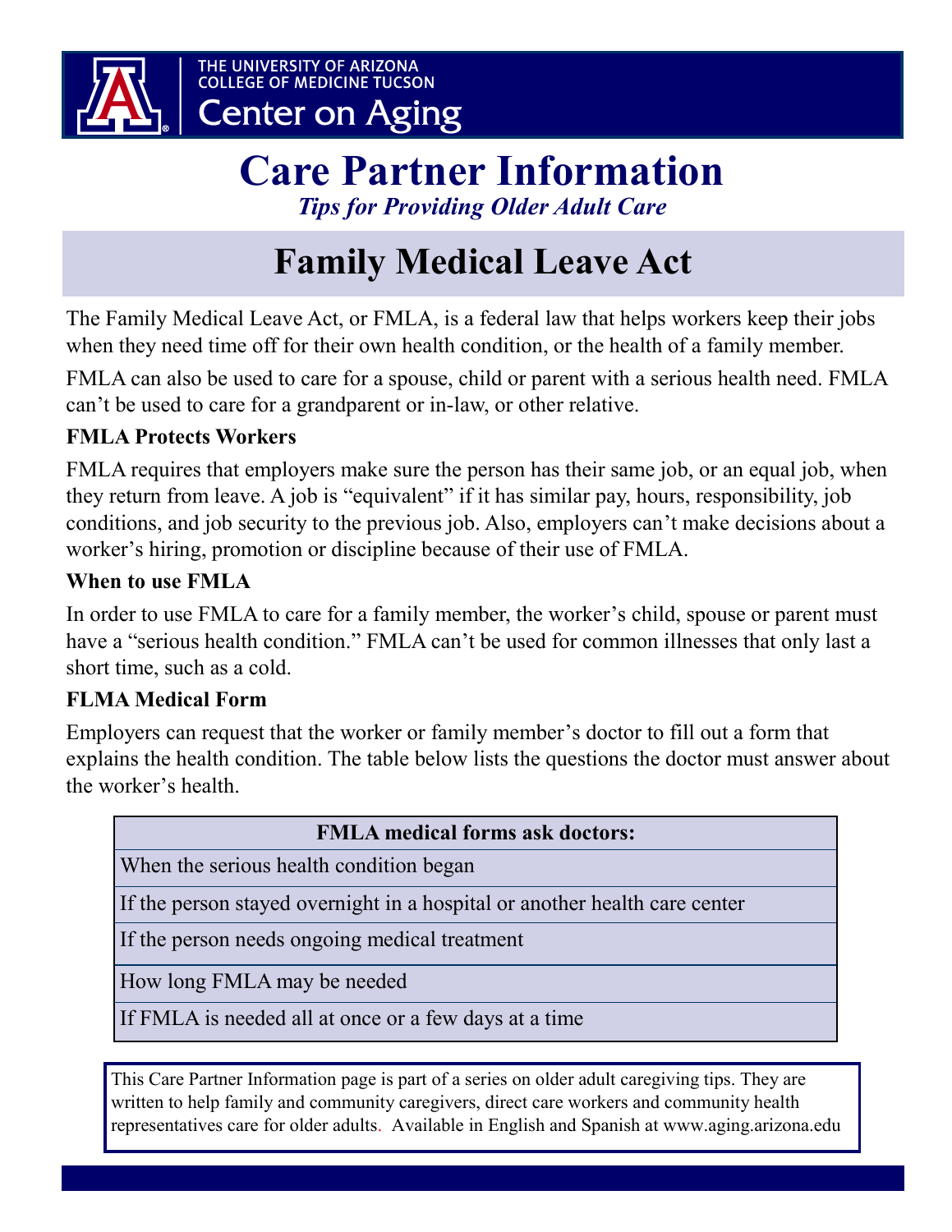THE UNIVERSITY OF ARIZONA
COLLEGE OF MEDICINE TUCSON
Center on Aging

# Care Partner Information

*Tips for Providing Older Adult Care*

## Family Medical Leave Act

The Family Medical Leave Act, or FMLA, is a federal law that helps workers keep their jobs when they need time off for their own health condition, or the health of a family member.

FMLA can also be used to care for a spouse, child or parent with a serious health need. FMLA can't be used to care for a grandparent or in-law, or other relative.

### FMLA Protects Workers

FMLA requires that employers make sure the person has their same job, or an equal job, when they return from leave. A job is "equivalent" if it has similar pay, hours, responsibility, job conditions, and job security to the previous job. Also, employers can't make decisions about a worker's hiring, promotion or discipline because of their use of FMLA.

### When to use FMLA

In order to use FMLA to care for a family member, the worker's child, spouse or parent must have a "serious health condition." FMLA can't be used for common illnesses that only last a short time, such as a cold.

### FLMA Medical Form

Employers can request that the worker or family member's doctor to fill out a form that explains the health condition. The table below lists the questions the doctor must answer about the worker's health.

| FMLA medical forms ask doctors: |
|---|
| When the serious health condition began |
| If the person stayed overnight in a hospital or another health care center |
| If the person needs ongoing medical treatment |
| How long FMLA may be needed |
| If FMLA is needed all at once or a few days at a time |

This Care Partner Information page is part of a series on older adult caregiving tips. They are written to help family and community caregivers, direct care workers and community health representatives care for older adults. Available in English and Spanish at www.aging.arizona.edu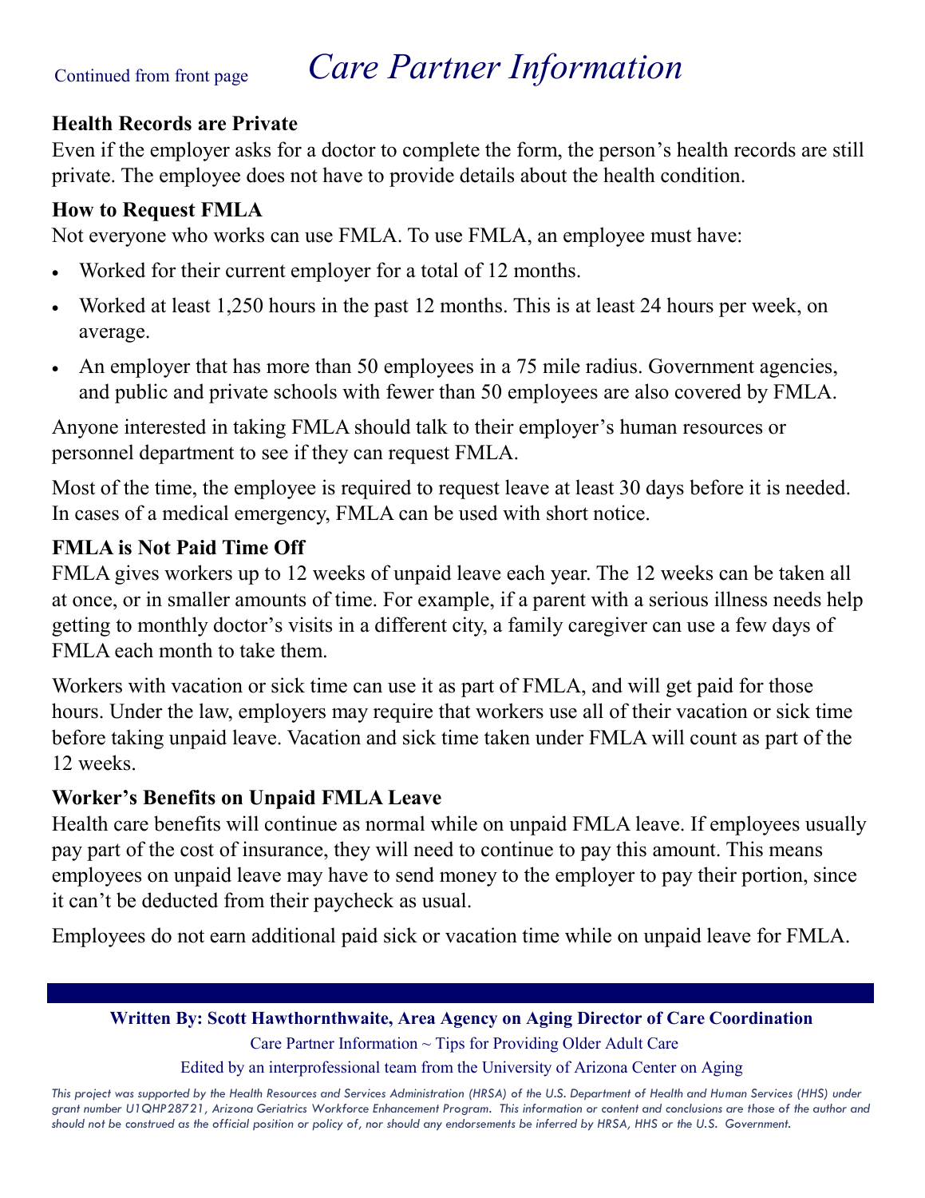Continued from front page

# Care Partner Information

### Health Records are Private

Even if the employer asks for a doctor to complete the form, the person's health records are still private. The employee does not have to provide details about the health condition.

### How to Request FMLA

Not everyone who works can use FMLA. To use FMLA, an employee must have:

- Worked for their current employer for a total of 12 months.
- Worked at least 1,250 hours in the past 12 months. This is at least 24 hours per week, on average.
- An employer that has more than 50 employees in a 75 mile radius. Government agencies, and public and private schools with fewer than 50 employees are also covered by FMLA.

Anyone interested in taking FMLA should talk to their employer's human resources or personnel department to see if they can request FMLA.

Most of the time, the employee is required to request leave at least 30 days before it is needed. In cases of a medical emergency, FMLA can be used with short notice.

### FMLA is Not Paid Time Off

FMLA gives workers up to 12 weeks of unpaid leave each year. The 12 weeks can be taken all at once, or in smaller amounts of time. For example, if a parent with a serious illness needs help getting to monthly doctor's visits in a different city, a family caregiver can use a few days of FMLA each month to take them.

Workers with vacation or sick time can use it as part of FMLA, and will get paid for those hours. Under the law, employers may require that workers use all of their vacation or sick time before taking unpaid leave. Vacation and sick time taken under FMLA will count as part of the 12 weeks.

### Worker's Benefits on Unpaid FMLA Leave

Health care benefits will continue as normal while on unpaid FMLA leave. If employees usually pay part of the cost of insurance, they will need to continue to pay this amount. This means employees on unpaid leave may have to send money to the employer to pay their portion, since it can't be deducted from their paycheck as usual.

Employees do not earn additional paid sick or vacation time while on unpaid leave for FMLA.

---

**Written By: Scott Hawthornthwaite, Area Agency on Aging Director of Care Coordination**

Care Partner Information ~ Tips for Providing Older Adult Care

Edited by an interprofessional team from the University of Arizona Center on Aging

*This project was supported by the Health Resources and Services Administration (HRSA) of the U.S. Department of Health and Human Services (HHS) under grant number U1QHP28721, Arizona Geriatrics Workforce Enhancement Program. This information or content and conclusions are those of the author and should not be construed as the official position or policy of, nor should any endorsements be inferred by HRSA, HHS or the U.S. Government.*